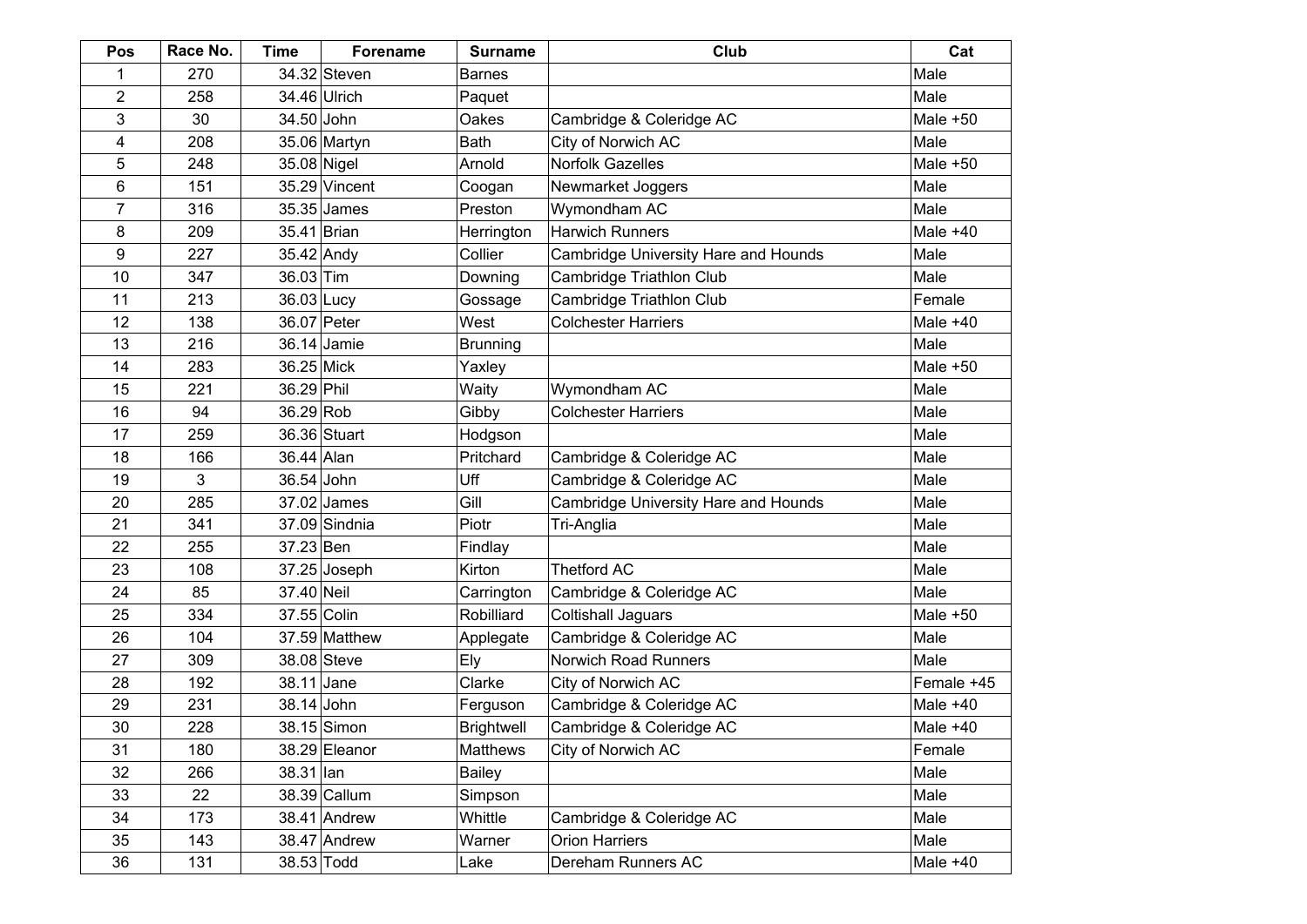| Pos | Race No. | Time | Forename | Surname | Club | Cat |
|---|---|---|---|---|---|---|
| 1 | 270 | 34.32 | Steven | Barnes | | Male |
| 2 | 258 | 34.46 | Ulrich | Paquet | | Male |
| 3 | 30 | 34.50 | John | Oakes | Cambridge & Coleridge AC | Male +50 |
| 4 | 208 | 35.06 | Martyn | Bath | City of Norwich AC | Male |
| 5 | 248 | 35.08 | Nigel | Arnold | Norfolk Gazelles | Male +50 |
| 6 | 151 | 35.29 | Vincent | Coogan | Newmarket Joggers | Male |
| 7 | 316 | 35.35 | James | Preston | Wymondham AC | Male |
| 8 | 209 | 35.41 | Brian | Herrington | Harwich Runners | Male +40 |
| 9 | 227 | 35.42 | Andy | Collier | Cambridge University Hare and Hounds | Male |
| 10 | 347 | 36.03 | Tim | Downing | Cambridge Triathlon Club | Male |
| 11 | 213 | 36.03 | Lucy | Gossage | Cambridge Triathlon Club | Female |
| 12 | 138 | 36.07 | Peter | West | Colchester Harriers | Male +40 |
| 13 | 216 | 36.14 | Jamie | Brunning | | Male |
| 14 | 283 | 36.25 | Mick | Yaxley | | Male +50 |
| 15 | 221 | 36.29 | Phil | Waity | Wymondham AC | Male |
| 16 | 94 | 36.29 | Rob | Gibby | Colchester Harriers | Male |
| 17 | 259 | 36.36 | Stuart | Hodgson | | Male |
| 18 | 166 | 36.44 | Alan | Pritchard | Cambridge & Coleridge AC | Male |
| 19 | 3 | 36.54 | John | Uff | Cambridge & Coleridge AC | Male |
| 20 | 285 | 37.02 | James | Gill | Cambridge University Hare and Hounds | Male |
| 21 | 341 | 37.09 | Sindnia | Piotr | Tri-Anglia | Male |
| 22 | 255 | 37.23 | Ben | Findlay | | Male |
| 23 | 108 | 37.25 | Joseph | Kirton | Thetford AC | Male |
| 24 | 85 | 37.40 | Neil | Carrington | Cambridge & Coleridge AC | Male |
| 25 | 334 | 37.55 | Colin | Robilliard | Coltishall Jaguars | Male +50 |
| 26 | 104 | 37.59 | Matthew | Applegate | Cambridge & Coleridge AC | Male |
| 27 | 309 | 38.08 | Steve | Ely | Norwich Road Runners | Male |
| 28 | 192 | 38.11 | Jane | Clarke | City of Norwich AC | Female +45 |
| 29 | 231 | 38.14 | John | Ferguson | Cambridge & Coleridge AC | Male +40 |
| 30 | 228 | 38.15 | Simon | Brightwell | Cambridge & Coleridge AC | Male +40 |
| 31 | 180 | 38.29 | Eleanor | Matthews | City of Norwich AC | Female |
| 32 | 266 | 38.31 | Ian | Bailey | | Male |
| 33 | 22 | 38.39 | Callum | Simpson | | Male |
| 34 | 173 | 38.41 | Andrew | Whittle | Cambridge & Coleridge AC | Male |
| 35 | 143 | 38.47 | Andrew | Warner | Orion Harriers | Male |
| 36 | 131 | 38.53 | Todd | Lake | Dereham Runners AC | Male +40 |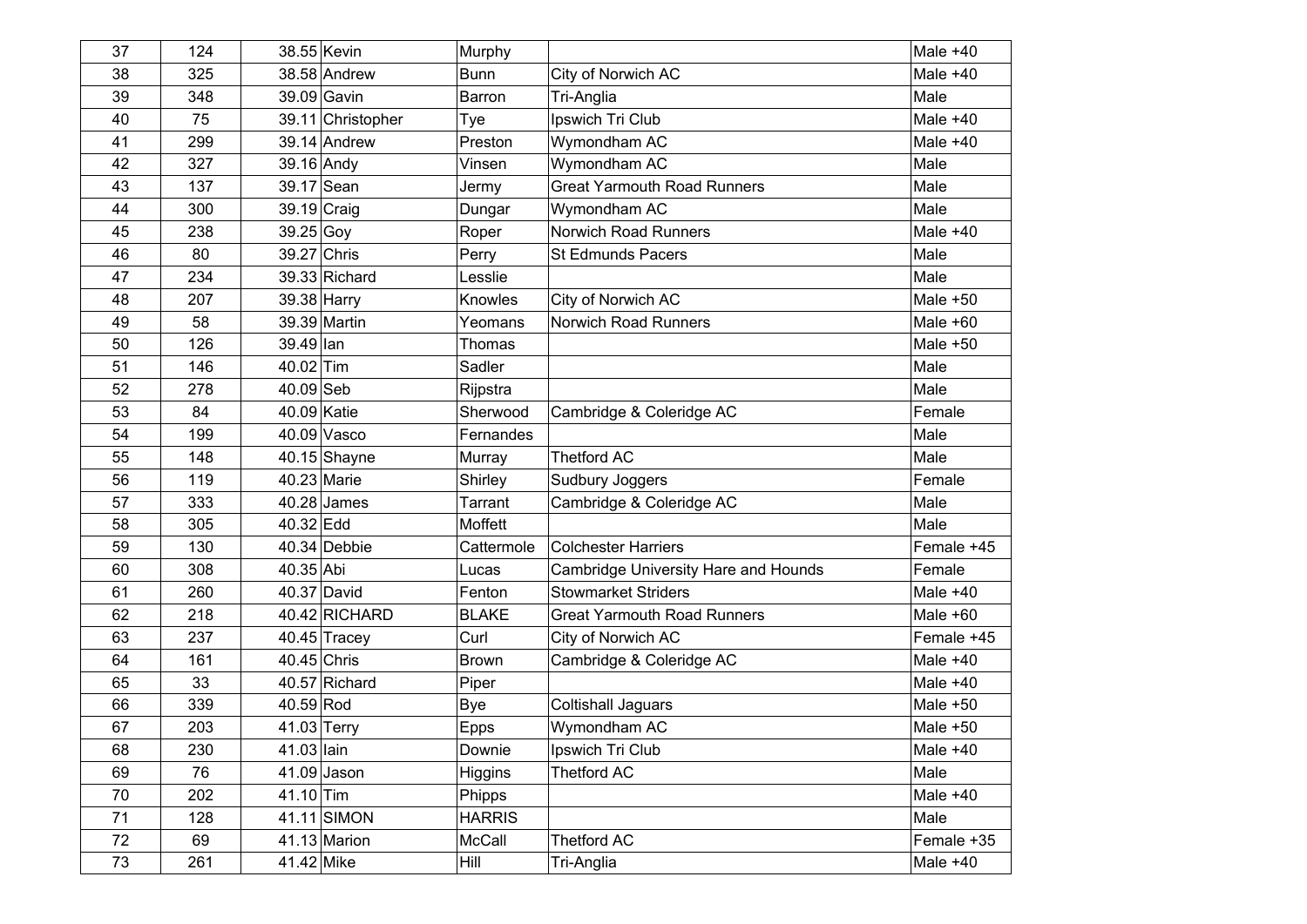| 37 | 124 | 38.55 | Kevin | Murphy | | Male +40 |
|---|---|---|---|---|---|---|
| 38 | 325 | 38.58 | Andrew | Bunn | City of Norwich AC | Male +40 |
| 39 | 348 | 39.09 | Gavin | Barron | Tri-Anglia | Male |
| 40 | 75 | 39.11 | Christopher | Tye | Ipswich Tri Club | Male +40 |
| 41 | 299 | 39.14 | Andrew | Preston | Wymondham AC | Male +40 |
| 42 | 327 | 39.16 | Andy | Vinsen | Wymondham AC | Male |
| 43 | 137 | 39.17 | Sean | Jermy | Great Yarmouth Road Runners | Male |
| 44 | 300 | 39.19 | Craig | Dungar | Wymondham AC | Male |
| 45 | 238 | 39.25 | Goy | Roper | Norwich Road Runners | Male +40 |
| 46 | 80 | 39.27 | Chris | Perry | St Edmunds Pacers | Male |
| 47 | 234 | 39.33 | Richard | Lesslie | | Male |
| 48 | 207 | 39.38 | Harry | Knowles | City of Norwich AC | Male +50 |
| 49 | 58 | 39.39 | Martin | Yeomans | Norwich Road Runners | Male +60 |
| 50 | 126 | 39.49 | Ian | Thomas | | Male +50 |
| 51 | 146 | 40.02 | Tim | Sadler | | Male |
| 52 | 278 | 40.09 | Seb | Rijpstra | | Male |
| 53 | 84 | 40.09 | Katie | Sherwood | Cambridge & Coleridge AC | Female |
| 54 | 199 | 40.09 | Vasco | Fernandes | | Male |
| 55 | 148 | 40.15 | Shayne | Murray | Thetford AC | Male |
| 56 | 119 | 40.23 | Marie | Shirley | Sudbury Joggers | Female |
| 57 | 333 | 40.28 | James | Tarrant | Cambridge & Coleridge AC | Male |
| 58 | 305 | 40.32 | Edd | Moffett | | Male |
| 59 | 130 | 40.34 | Debbie | Cattermole | Colchester Harriers | Female +45 |
| 60 | 308 | 40.35 | Abi | Lucas | Cambridge University Hare and Hounds | Female |
| 61 | 260 | 40.37 | David | Fenton | Stowmarket Striders | Male +40 |
| 62 | 218 | 40.42 | RICHARD | BLAKE | Great Yarmouth Road Runners | Male +60 |
| 63 | 237 | 40.45 | Tracey | Curl | City of Norwich AC | Female +45 |
| 64 | 161 | 40.45 | Chris | Brown | Cambridge & Coleridge AC | Male +40 |
| 65 | 33 | 40.57 | Richard | Piper | | Male +40 |
| 66 | 339 | 40.59 | Rod | Bye | Coltishall Jaguars | Male +50 |
| 67 | 203 | 41.03 | Terry | Epps | Wymondham AC | Male +50 |
| 68 | 230 | 41.03 | Iain | Downie | Ipswich Tri Club | Male +40 |
| 69 | 76 | 41.09 | Jason | Higgins | Thetford AC | Male |
| 70 | 202 | 41.10 | Tim | Phipps | | Male +40 |
| 71 | 128 | 41.11 | SIMON | HARRIS | | Male |
| 72 | 69 | 41.13 | Marion | McCall | Thetford AC | Female +35 |
| 73 | 261 | 41.42 | Mike | Hill | Tri-Anglia | Male +40 |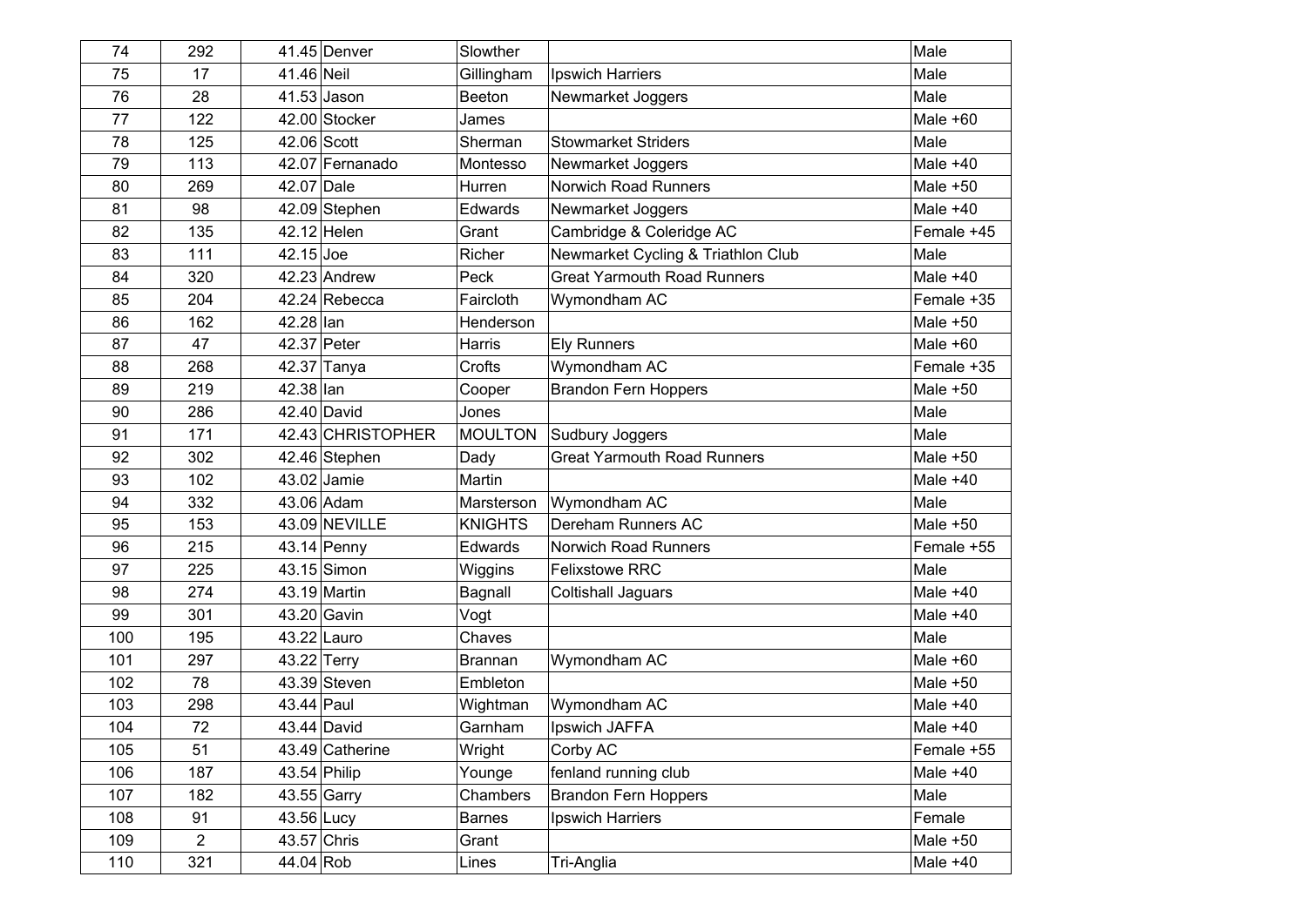| 74 | 292 | 41.45 | Denver | Slowther | | Male |
|---|---|---|---|---|---|---|
| 75 | 17 | 41.46 | Neil | Gillingham | Ipswich Harriers | Male |
| 76 | 28 | 41.53 | Jason | Beeton | Newmarket Joggers | Male |
| 77 | 122 | 42.00 | Stocker | James | | Male +60 |
| 78 | 125 | 42.06 | Scott | Sherman | Stowmarket Striders | Male |
| 79 | 113 | 42.07 | Fernanado | Montesso | Newmarket Joggers | Male +40 |
| 80 | 269 | 42.07 | Dale | Hurren | Norwich Road Runners | Male +50 |
| 81 | 98 | 42.09 | Stephen | Edwards | Newmarket Joggers | Male +40 |
| 82 | 135 | 42.12 | Helen | Grant | Cambridge & Coleridge AC | Female +45 |
| 83 | 111 | 42.15 | Joe | Richer | Newmarket Cycling & Triathlon Club | Male |
| 84 | 320 | 42.23 | Andrew | Peck | Great Yarmouth Road Runners | Male +40 |
| 85 | 204 | 42.24 | Rebecca | Faircloth | Wymondham AC | Female +35 |
| 86 | 162 | 42.28 | Ian | Henderson | | Male +50 |
| 87 | 47 | 42.37 | Peter | Harris | Ely Runners | Male +60 |
| 88 | 268 | 42.37 | Tanya | Crofts | Wymondham AC | Female +35 |
| 89 | 219 | 42.38 | Ian | Cooper | Brandon Fern Hoppers | Male +50 |
| 90 | 286 | 42.40 | David | Jones | | Male |
| 91 | 171 | 42.43 | CHRISTOPHER | MOULTON | Sudbury Joggers | Male |
| 92 | 302 | 42.46 | Stephen | Dady | Great Yarmouth Road Runners | Male +50 |
| 93 | 102 | 43.02 | Jamie | Martin | | Male +40 |
| 94 | 332 | 43.06 | Adam | Marsterson | Wymondham AC | Male |
| 95 | 153 | 43.09 | NEVILLE | KNIGHTS | Dereham Runners AC | Male +50 |
| 96 | 215 | 43.14 | Penny | Edwards | Norwich Road Runners | Female +55 |
| 97 | 225 | 43.15 | Simon | Wiggins | Felixstowe RRC | Male |
| 98 | 274 | 43.19 | Martin | Bagnall | Coltishall Jaguars | Male +40 |
| 99 | 301 | 43.20 | Gavin | Vogt | | Male +40 |
| 100 | 195 | 43.22 | Lauro | Chaves | | Male |
| 101 | 297 | 43.22 | Terry | Brannan | Wymondham AC | Male +60 |
| 102 | 78 | 43.39 | Steven | Embleton | | Male +50 |
| 103 | 298 | 43.44 | Paul | Wightman | Wymondham AC | Male +40 |
| 104 | 72 | 43.44 | David | Garnham | Ipswich JAFFA | Male +40 |
| 105 | 51 | 43.49 | Catherine | Wright | Corby AC | Female +55 |
| 106 | 187 | 43.54 | Philip | Younge | fenland running club | Male +40 |
| 107 | 182 | 43.55 | Garry | Chambers | Brandon Fern Hoppers | Male |
| 108 | 91 | 43.56 | Lucy | Barnes | Ipswich Harriers | Female |
| 109 | 2 | 43.57 | Chris | Grant | | Male +50 |
| 110 | 321 | 44.04 | Rob | Lines | Tri-Anglia | Male +40 |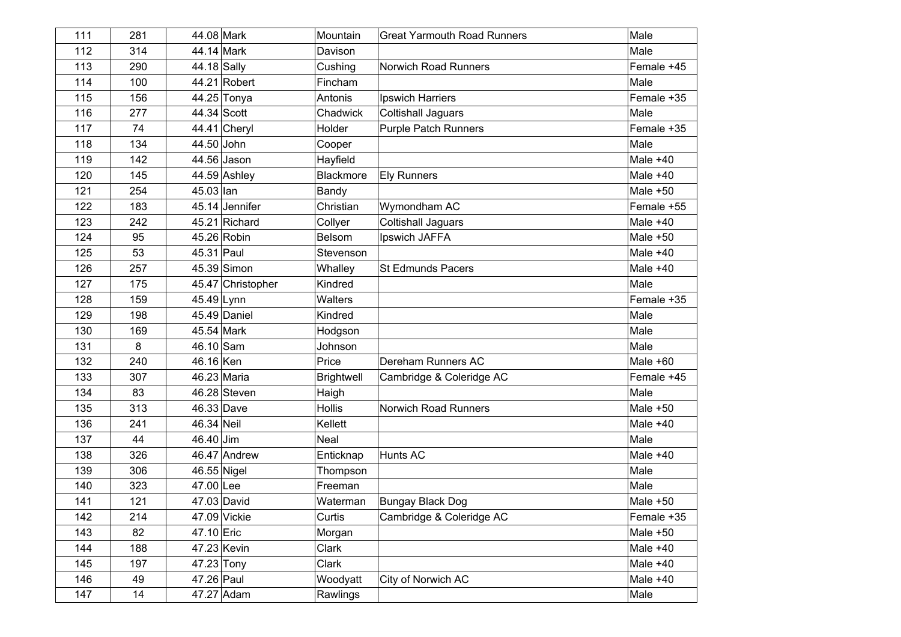| | | | | | | |
|---|---|---|---|---|---|---|
| 111 | 281 | 44.08 | Mark | Mountain | Great Yarmouth Road Runners | Male |
| 112 | 314 | 44.14 | Mark | Davison | | Male |
| 113 | 290 | 44.18 | Sally | Cushing | Norwich Road Runners | Female +45 |
| 114 | 100 | 44.21 | Robert | Fincham | | Male |
| 115 | 156 | 44.25 | Tonya | Antonis | Ipswich Harriers | Female +35 |
| 116 | 277 | 44.34 | Scott | Chadwick | Coltishall Jaguars | Male |
| 117 | 74 | 44.41 | Cheryl | Holder | Purple Patch Runners | Female +35 |
| 118 | 134 | 44.50 | John | Cooper | | Male |
| 119 | 142 | 44.56 | Jason | Hayfield | | Male +40 |
| 120 | 145 | 44.59 | Ashley | Blackmore | Ely Runners | Male +40 |
| 121 | 254 | 45.03 | Ian | Bandy | | Male +50 |
| 122 | 183 | 45.14 | Jennifer | Christian | Wymondham AC | Female +55 |
| 123 | 242 | 45.21 | Richard | Collyer | Coltishall Jaguars | Male +40 |
| 124 | 95 | 45.26 | Robin | Belsom | Ipswich JAFFA | Male +50 |
| 125 | 53 | 45.31 | Paul | Stevenson | | Male +40 |
| 126 | 257 | 45.39 | Simon | Whalley | St Edmunds Pacers | Male +40 |
| 127 | 175 | 45.47 | Christopher | Kindred | | Male |
| 128 | 159 | 45.49 | Lynn | Walters | | Female +35 |
| 129 | 198 | 45.49 | Daniel | Kindred | | Male |
| 130 | 169 | 45.54 | Mark | Hodgson | | Male |
| 131 | 8 | 46.10 | Sam | Johnson | | Male |
| 132 | 240 | 46.16 | Ken | Price | Dereham Runners AC | Male +60 |
| 133 | 307 | 46.23 | Maria | Brightwell | Cambridge & Coleridge AC | Female +45 |
| 134 | 83 | 46.28 | Steven | Haigh | | Male |
| 135 | 313 | 46.33 | Dave | Hollis | Norwich Road Runners | Male +50 |
| 136 | 241 | 46.34 | Neil | Kellett | | Male +40 |
| 137 | 44 | 46.40 | Jim | Neal | | Male |
| 138 | 326 | 46.47 | Andrew | Enticknap | Hunts AC | Male +40 |
| 139 | 306 | 46.55 | Nigel | Thompson | | Male |
| 140 | 323 | 47.00 | Lee | Freeman | | Male |
| 141 | 121 | 47.03 | David | Waterman | Bungay Black Dog | Male +50 |
| 142 | 214 | 47.09 | Vickie | Curtis | Cambridge & Coleridge AC | Female +35 |
| 143 | 82 | 47.10 | Eric | Morgan | | Male +50 |
| 144 | 188 | 47.23 | Kevin | Clark | | Male +40 |
| 145 | 197 | 47.23 | Tony | Clark | | Male +40 |
| 146 | 49 | 47.26 | Paul | Woodyatt | City of Norwich AC | Male +40 |
| 147 | 14 | 47.27 | Adam | Rawlings | | Male |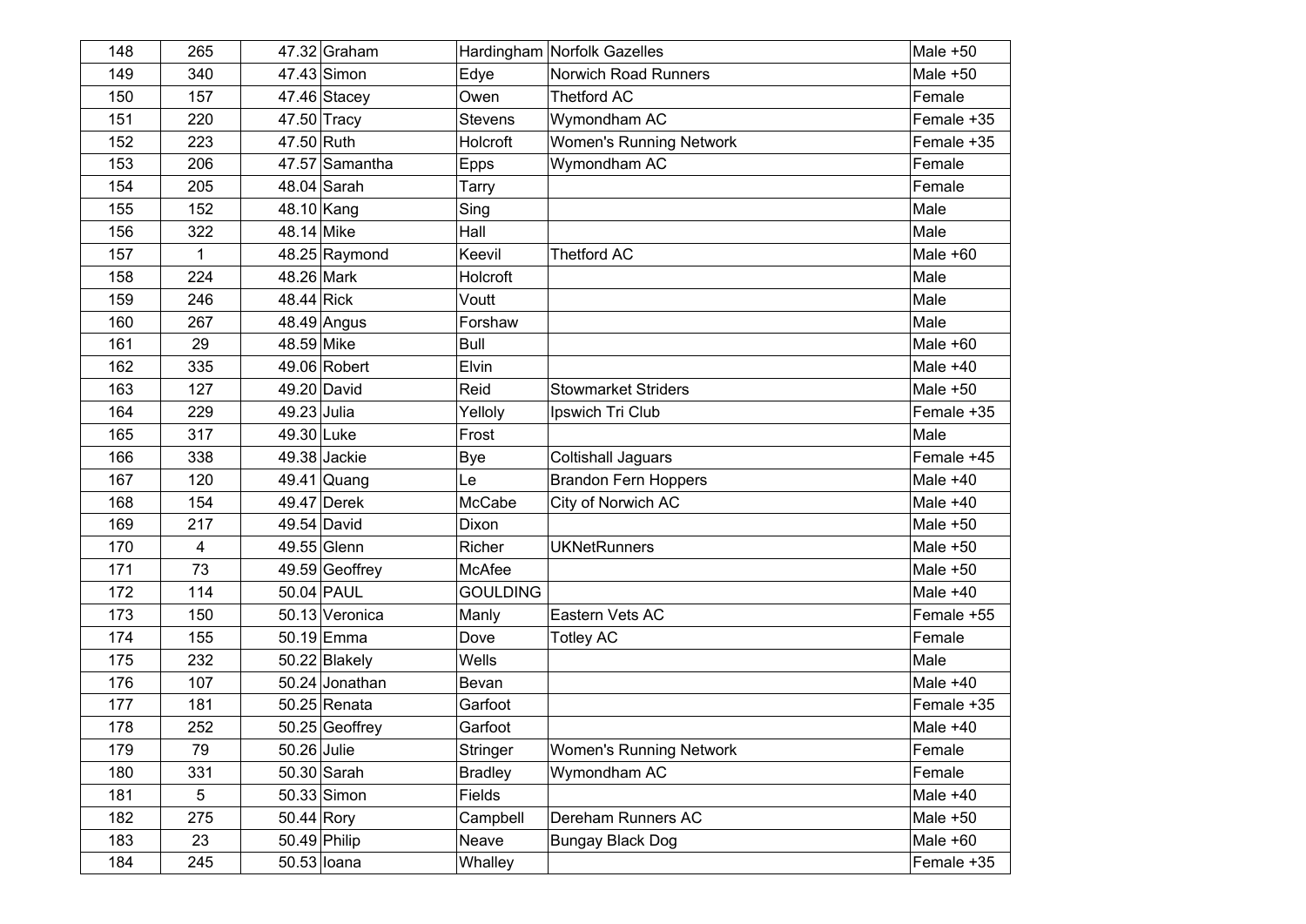| 148 | 265 | 47.32 | Graham | Hardingham | Norfolk Gazelles | Male +50 |
|---|---|---|---|---|---|---|
| 149 | 340 | 47.43 | Simon | Edye | Norwich Road Runners | Male +50 |
| 150 | 157 | 47.46 | Stacey | Owen | Thetford AC | Female |
| 151 | 220 | 47.50 | Tracy | Stevens | Wymondham AC | Female +35 |
| 152 | 223 | 47.50 | Ruth | Holcroft | Women's Running Network | Female +35 |
| 153 | 206 | 47.57 | Samantha | Epps | Wymondham AC | Female |
| 154 | 205 | 48.04 | Sarah | Tarry | | Female |
| 155 | 152 | 48.10 | Kang | Sing | | Male |
| 156 | 322 | 48.14 | Mike | Hall | | Male |
| 157 | 1 | 48.25 | Raymond | Keevil | Thetford AC | Male +60 |
| 158 | 224 | 48.26 | Mark | Holcroft | | Male |
| 159 | 246 | 48.44 | Rick | Voutt | | Male |
| 160 | 267 | 48.49 | Angus | Forshaw | | Male |
| 161 | 29 | 48.59 | Mike | Bull | | Male +60 |
| 162 | 335 | 49.06 | Robert | Elvin | | Male +40 |
| 163 | 127 | 49.20 | David | Reid | Stowmarket Striders | Male +50 |
| 164 | 229 | 49.23 | Julia | Yelloly | Ipswich Tri Club | Female +35 |
| 165 | 317 | 49.30 | Luke | Frost | | Male |
| 166 | 338 | 49.38 | Jackie | Bye | Coltishall Jaguars | Female +45 |
| 167 | 120 | 49.41 | Quang | Le | Brandon Fern Hoppers | Male +40 |
| 168 | 154 | 49.47 | Derek | McCabe | City of Norwich AC | Male +40 |
| 169 | 217 | 49.54 | David | Dixon | | Male +50 |
| 170 | 4 | 49.55 | Glenn | Richer | UKNetRunners | Male +50 |
| 171 | 73 | 49.59 | Geoffrey | McAfee | | Male +50 |
| 172 | 114 | 50.04 | PAUL | GOULDING | | Male +40 |
| 173 | 150 | 50.13 | Veronica | Manly | Eastern Vets AC | Female +55 |
| 174 | 155 | 50.19 | Emma | Dove | Totley AC | Female |
| 175 | 232 | 50.22 | Blakely | Wells | | Male |
| 176 | 107 | 50.24 | Jonathan | Bevan | | Male +40 |
| 177 | 181 | 50.25 | Renata | Garfoot | | Female +35 |
| 178 | 252 | 50.25 | Geoffrey | Garfoot | | Male +40 |
| 179 | 79 | 50.26 | Julie | Stringer | Women's Running Network | Female |
| 180 | 331 | 50.30 | Sarah | Bradley | Wymondham AC | Female |
| 181 | 5 | 50.33 | Simon | Fields | | Male +40 |
| 182 | 275 | 50.44 | Rory | Campbell | Dereham Runners AC | Male +50 |
| 183 | 23 | 50.49 | Philip | Neave | Bungay Black Dog | Male +60 |
| 184 | 245 | 50.53 | Ioana | Whalley | | Female +35 |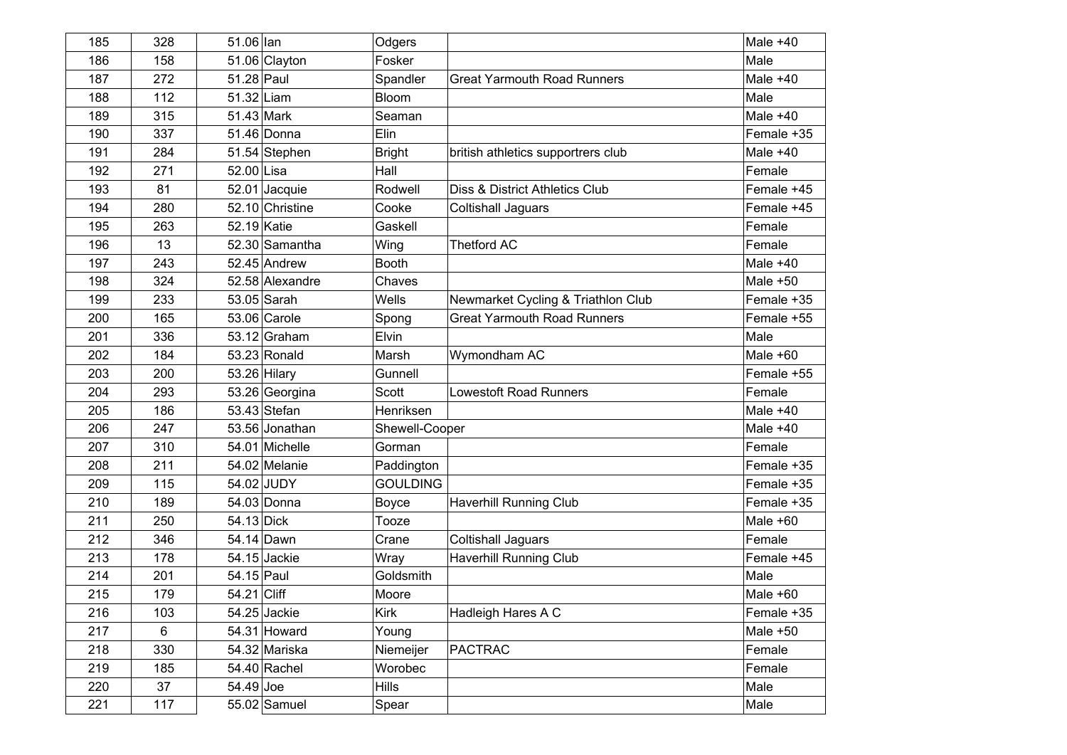| 185 | 328 | 51.06 | Ian | Odgers | | Male +40 |
|---|---|---|---|---|---|---|
| 186 | 158 | 51.06 | Clayton | Fosker | | Male |
| 187 | 272 | 51.28 | Paul | Spandler | Great Yarmouth Road Runners | Male +40 |
| 188 | 112 | 51.32 | Liam | Bloom | | Male |
| 189 | 315 | 51.43 | Mark | Seaman | | Male +40 |
| 190 | 337 | 51.46 | Donna | Elin | | Female +35 |
| 191 | 284 | 51.54 | Stephen | Bright | british athletics supportrers club | Male +40 |
| 192 | 271 | 52.00 | Lisa | Hall | | Female |
| 193 | 81 | 52.01 | Jacquie | Rodwell | Diss & District Athletics Club | Female +45 |
| 194 | 280 | 52.10 | Christine | Cooke | Coltishall Jaguars | Female +45 |
| 195 | 263 | 52.19 | Katie | Gaskell | | Female |
| 196 | 13 | 52.30 | Samantha | Wing | Thetford AC | Female |
| 197 | 243 | 52.45 | Andrew | Booth | | Male +40 |
| 198 | 324 | 52.58 | Alexandre | Chaves | | Male +50 |
| 199 | 233 | 53.05 | Sarah | Wells | Newmarket Cycling & Triathlon Club | Female +35 |
| 200 | 165 | 53.06 | Carole | Spong | Great Yarmouth Road Runners | Female +55 |
| 201 | 336 | 53.12 | Graham | Elvin | | Male |
| 202 | 184 | 53.23 | Ronald | Marsh | Wymondham AC | Male +60 |
| 203 | 200 | 53.26 | Hilary | Gunnell | | Female +55 |
| 204 | 293 | 53.26 | Georgina | Scott | Lowestoft Road Runners | Female |
| 205 | 186 | 53.43 | Stefan | Henriksen | | Male +40 |
| 206 | 247 | 53.56 | Jonathan | Shewell-Cooper | | Male +40 |
| 207 | 310 | 54.01 | Michelle | Gorman | | Female |
| 208 | 211 | 54.02 | Melanie | Paddington | | Female +35 |
| 209 | 115 | 54.02 | JUDY | GOULDING | | Female +35 |
| 210 | 189 | 54.03 | Donna | Boyce | Haverhill Running Club | Female +35 |
| 211 | 250 | 54.13 | Dick | Tooze | | Male +60 |
| 212 | 346 | 54.14 | Dawn | Crane | Coltishall Jaguars | Female |
| 213 | 178 | 54.15 | Jackie | Wray | Haverhill Running Club | Female +45 |
| 214 | 201 | 54.15 | Paul | Goldsmith | | Male |
| 215 | 179 | 54.21 | Cliff | Moore | | Male +60 |
| 216 | 103 | 54.25 | Jackie | Kirk | Hadleigh Hares A C | Female +35 |
| 217 | 6 | 54.31 | Howard | Young | | Male +50 |
| 218 | 330 | 54.32 | Mariska | Niemeijer | PACTRAC | Female |
| 219 | 185 | 54.40 | Rachel | Worobec | | Female |
| 220 | 37 | 54.49 | Joe | Hills | | Male |
| 221 | 117 | 55.02 | Samuel | Spear | | Male |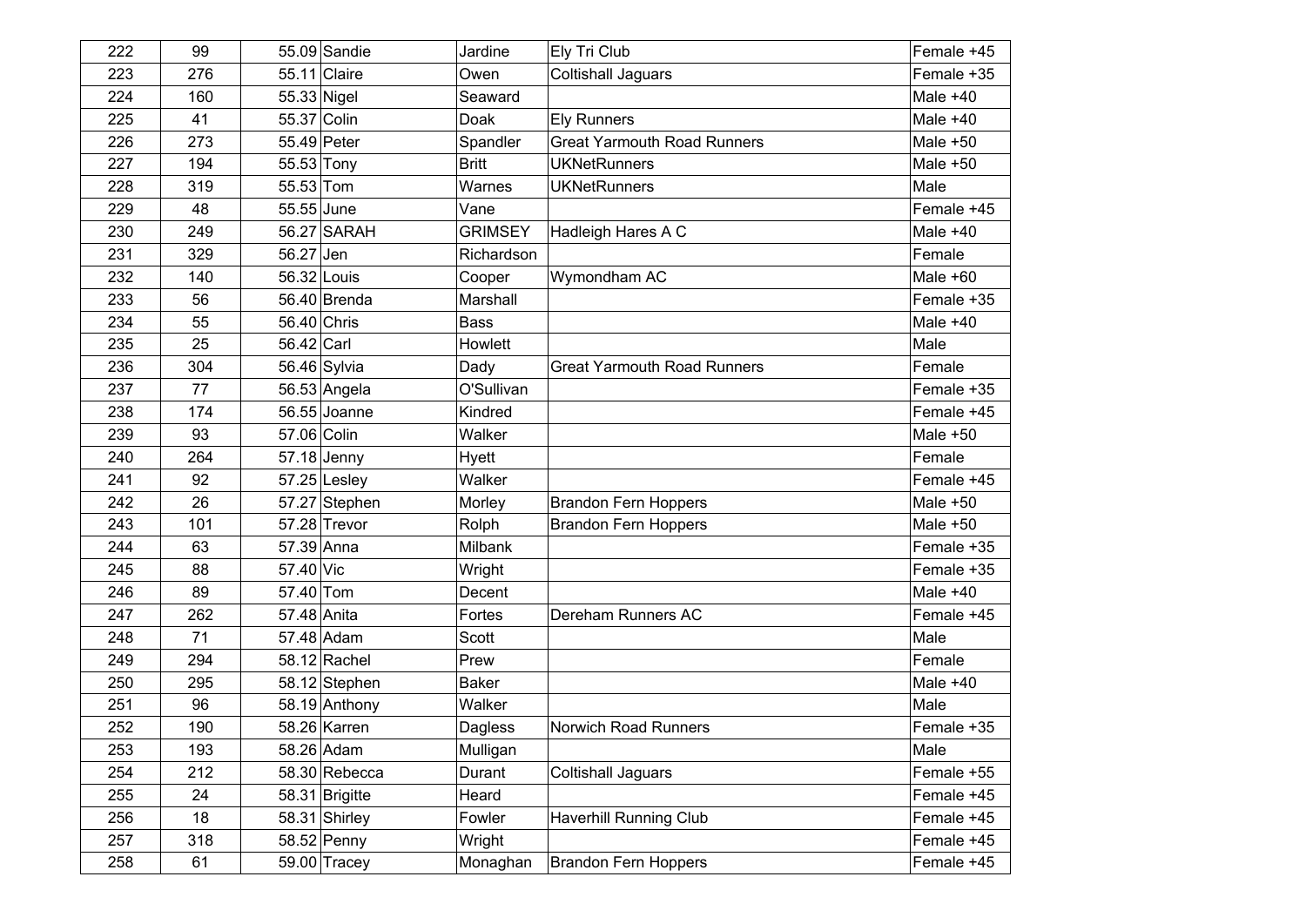| | | | | | | |
|---|---|---|---|---|---|---|
| 222 | 99 | 55.09 | Sandie | Jardine | Ely Tri Club | Female +45 |
| 223 | 276 | 55.11 | Claire | Owen | Coltishall Jaguars | Female +35 |
| 224 | 160 | 55.33 | Nigel | Seaward | | Male +40 |
| 225 | 41 | 55.37 | Colin | Doak | Ely Runners | Male +40 |
| 226 | 273 | 55.49 | Peter | Spandler | Great Yarmouth Road Runners | Male +50 |
| 227 | 194 | 55.53 | Tony | Britt | UKNetRunners | Male +50 |
| 228 | 319 | 55.53 | Tom | Warnes | UKNetRunners | Male |
| 229 | 48 | 55.55 | June | Vane | | Female +45 |
| 230 | 249 | 56.27 | SARAH | GRIMSEY | Hadleigh Hares A C | Male +40 |
| 231 | 329 | 56.27 | Jen | Richardson | | Female |
| 232 | 140 | 56.32 | Louis | Cooper | Wymondham AC | Male +60 |
| 233 | 56 | 56.40 | Brenda | Marshall | | Female +35 |
| 234 | 55 | 56.40 | Chris | Bass | | Male +40 |
| 235 | 25 | 56.42 | Carl | Howlett | | Male |
| 236 | 304 | 56.46 | Sylvia | Dady | Great Yarmouth Road Runners | Female |
| 237 | 77 | 56.53 | Angela | O'Sullivan | | Female +35 |
| 238 | 174 | 56.55 | Joanne | Kindred | | Female +45 |
| 239 | 93 | 57.06 | Colin | Walker | | Male +50 |
| 240 | 264 | 57.18 | Jenny | Hyett | | Female |
| 241 | 92 | 57.25 | Lesley | Walker | | Female +45 |
| 242 | 26 | 57.27 | Stephen | Morley | Brandon Fern Hoppers | Male +50 |
| 243 | 101 | 57.28 | Trevor | Rolph | Brandon Fern Hoppers | Male +50 |
| 244 | 63 | 57.39 | Anna | Milbank | | Female +35 |
| 245 | 88 | 57.40 | Vic | Wright | | Female +35 |
| 246 | 89 | 57.40 | Tom | Decent | | Male +40 |
| 247 | 262 | 57.48 | Anita | Fortes | Dereham Runners AC | Female +45 |
| 248 | 71 | 57.48 | Adam | Scott | | Male |
| 249 | 294 | 58.12 | Rachel | Prew | | Female |
| 250 | 295 | 58.12 | Stephen | Baker | | Male +40 |
| 251 | 96 | 58.19 | Anthony | Walker | | Male |
| 252 | 190 | 58.26 | Karren | Dagless | Norwich Road Runners | Female +35 |
| 253 | 193 | 58.26 | Adam | Mulligan | | Male |
| 254 | 212 | 58.30 | Rebecca | Durant | Coltishall Jaguars | Female +55 |
| 255 | 24 | 58.31 | Brigitte | Heard | | Female +45 |
| 256 | 18 | 58.31 | Shirley | Fowler | Haverhill Running Club | Female +45 |
| 257 | 318 | 58.52 | Penny | Wright | | Female +45 |
| 258 | 61 | 59.00 | Tracey | Monaghan | Brandon Fern Hoppers | Female +45 |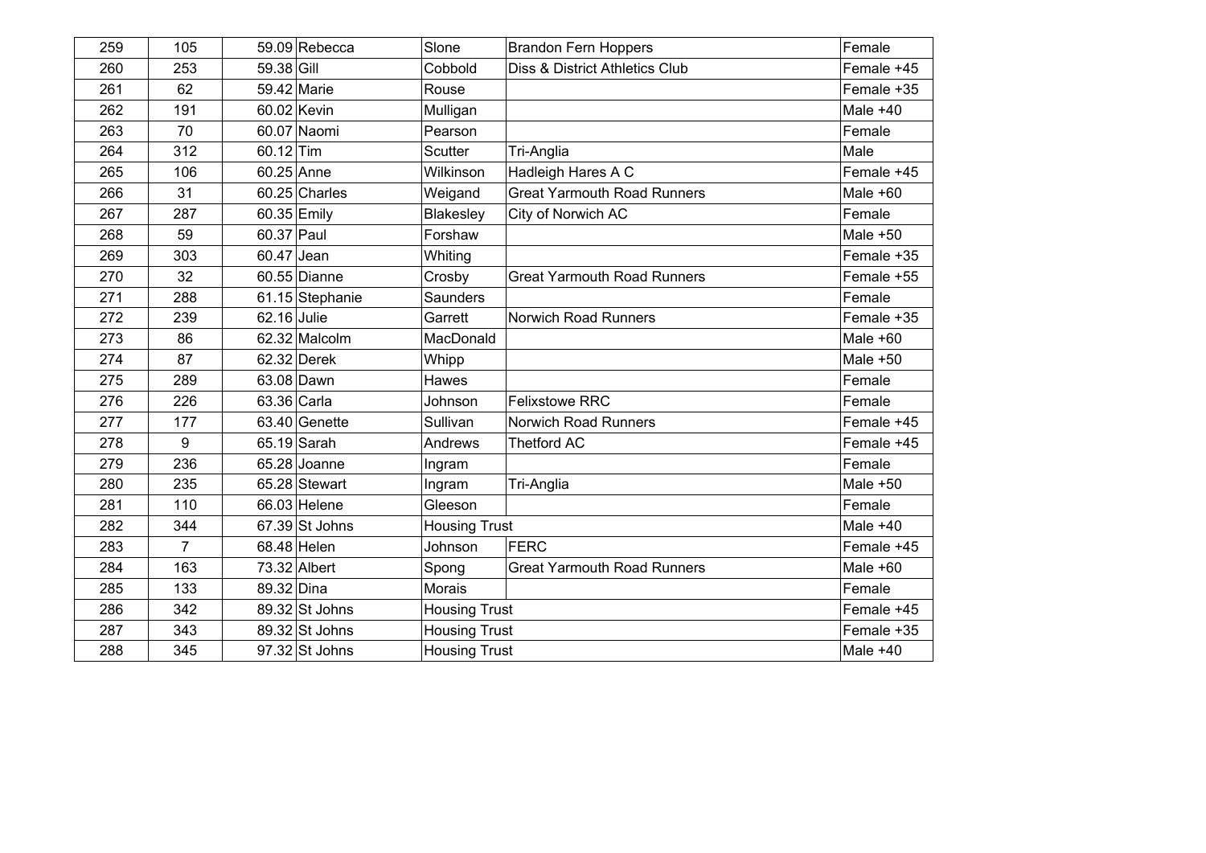| | | | | | | |
|---|---|---|---|---|---|---|
| 259 | 105 | 59.09 | Rebecca | Slone | Brandon Fern Hoppers | Female |
| 260 | 253 | 59.38 | Gill | Cobbold | Diss & District Athletics Club | Female +45 |
| 261 | 62 | 59.42 | Marie | Rouse | | Female +35 |
| 262 | 191 | 60.02 | Kevin | Mulligan | | Male +40 |
| 263 | 70 | 60.07 | Naomi | Pearson | | Female |
| 264 | 312 | 60.12 | Tim | Scutter | Tri-Anglia | Male |
| 265 | 106 | 60.25 | Anne | Wilkinson | Hadleigh Hares A C | Female +45 |
| 266 | 31 | 60.25 | Charles | Weigand | Great Yarmouth Road Runners | Male +60 |
| 267 | 287 | 60.35 | Emily | Blakesley | City of Norwich AC | Female |
| 268 | 59 | 60.37 | Paul | Forshaw | | Male +50 |
| 269 | 303 | 60.47 | Jean | Whiting | | Female +35 |
| 270 | 32 | 60.55 | Dianne | Crosby | Great Yarmouth Road Runners | Female +55 |
| 271 | 288 | 61.15 | Stephanie | Saunders | | Female |
| 272 | 239 | 62.16 | Julie | Garrett | Norwich Road Runners | Female +35 |
| 273 | 86 | 62.32 | Malcolm | MacDonald | | Male +60 |
| 274 | 87 | 62.32 | Derek | Whipp | | Male +50 |
| 275 | 289 | 63.08 | Dawn | Hawes | | Female |
| 276 | 226 | 63.36 | Carla | Johnson | Felixstowe RRC | Female |
| 277 | 177 | 63.40 | Genette | Sullivan | Norwich Road Runners | Female +45 |
| 278 | 9 | 65.19 | Sarah | Andrews | Thetford AC | Female +45 |
| 279 | 236 | 65.28 | Joanne | Ingram | | Female |
| 280 | 235 | 65.28 | Stewart | Ingram | Tri-Anglia | Male +50 |
| 281 | 110 | 66.03 | Helene | Gleeson | | Female |
| 282 | 344 | 67.39 | St Johns | Housing Trust | | Male +40 |
| 283 | 7 | 68.48 | Helen | Johnson | FERC | Female +45 |
| 284 | 163 | 73.32 | Albert | Spong | Great Yarmouth Road Runners | Male +60 |
| 285 | 133 | 89.32 | Dina | Morais | | Female |
| 286 | 342 | 89.32 | St Johns | Housing Trust | | Female +45 |
| 287 | 343 | 89.32 | St Johns | Housing Trust | | Female +35 |
| 288 | 345 | 97.32 | St Johns | Housing Trust | | Male +40 |